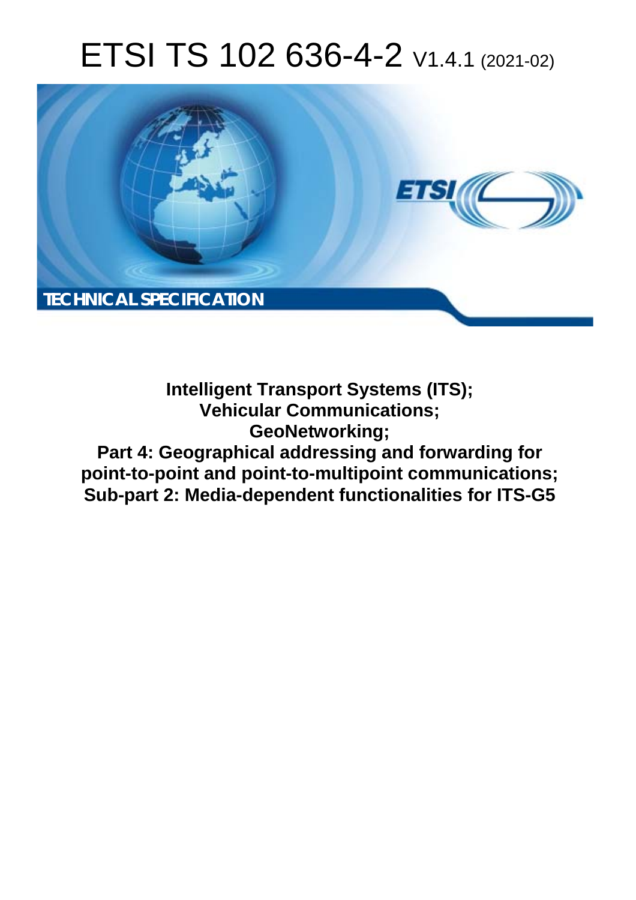# ETSI TS 102 636-4-2 V1.4.1 (2021-02)

**TECHNICAL SPECIFICATION**

**Intelligent Transport Systems (ITS);**
**Vehicular Communications;**
**GeoNetworking;**
**Part 4: Geographical addressing and forwarding for point-to-point and point-to-multipoint communications;**
**Sub-part 2: Media-dependent functionalities for ITS-G5**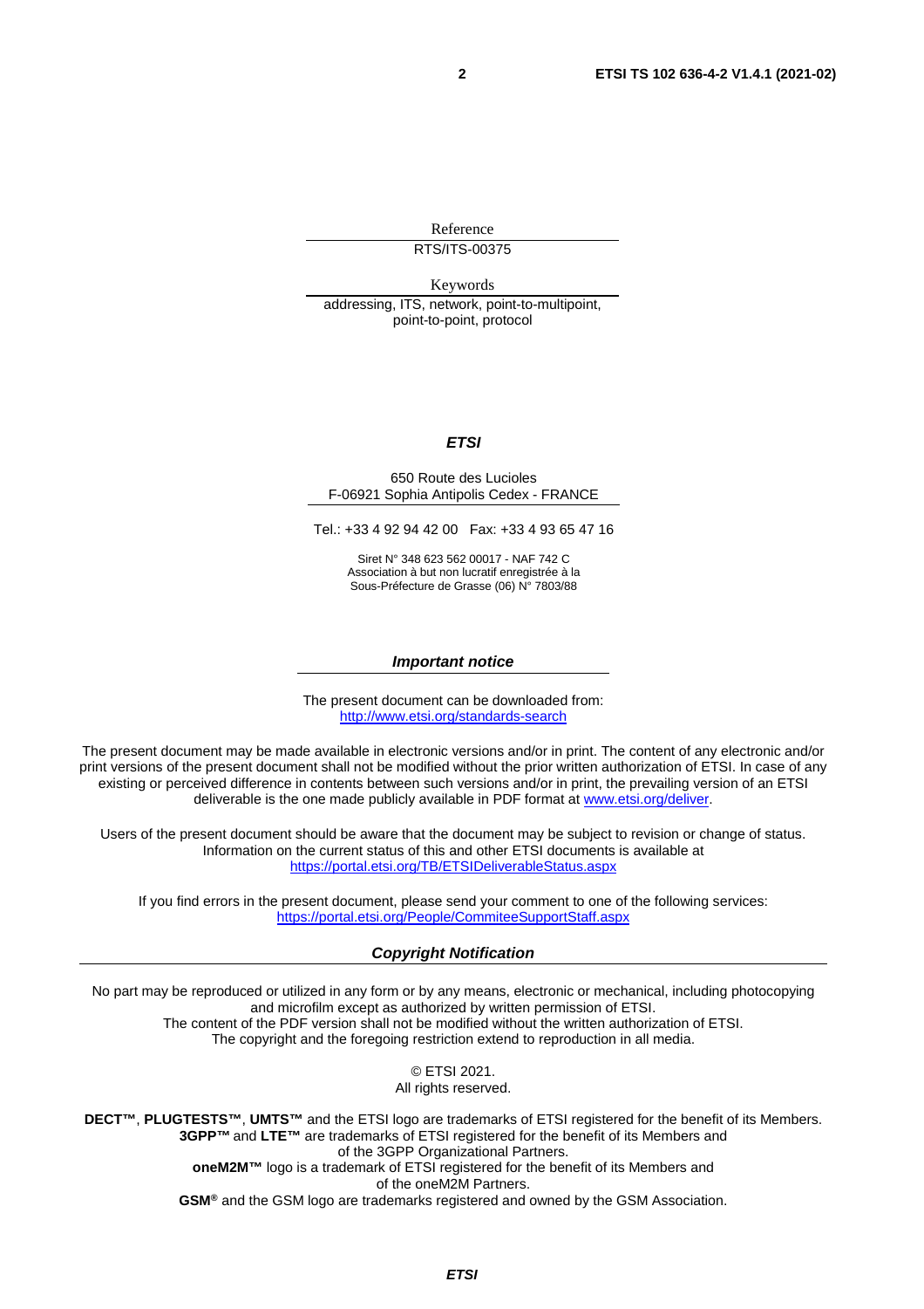Reference

RTS/ITS-00375

Keywords

addressing, ITS, network, point-to-multipoint, point-to-point, protocol

***ETSI***

650 Route des Lucioles
F-06921 Sophia Antipolis Cedex - FRANCE

Tel.: +33 4 92 94 42 00   Fax: +33 4 93 65 47 16

Siret N° 348 623 562 00017 - NAF 742 C
Association à but non lucratif enregistrée à la
Sous-Préfecture de Grasse (06) N° 7803/88

***Important notice***

The present document can be downloaded from:
http://www.etsi.org/standards-search

The present document may be made available in electronic versions and/or in print. The content of any electronic and/or print versions of the present document shall not be modified without the prior written authorization of ETSI. In case of any existing or perceived difference in contents between such versions and/or in print, the prevailing version of an ETSI deliverable is the one made publicly available in PDF format at www.etsi.org/deliver.

Users of the present document should be aware that the document may be subject to revision or change of status. Information on the current status of this and other ETSI documents is available at
https://portal.etsi.org/TB/ETSIDeliverableStatus.aspx

If you find errors in the present document, please send your comment to one of the following services:
https://portal.etsi.org/People/CommiteeSupportStaff.aspx

***Copyright Notification***

No part may be reproduced or utilized in any form or by any means, electronic or mechanical, including photocopying and microfilm except as authorized by written permission of ETSI.
The content of the PDF version shall not be modified without the written authorization of ETSI.
The copyright and the foregoing restriction extend to reproduction in all media.

© ETSI 2021.
All rights reserved.

**DECT™**, **PLUGTESTS™**, **UMTS™** and the ETSI logo are trademarks of ETSI registered for the benefit of its Members.
**3GPP™** and **LTE™** are trademarks of ETSI registered for the benefit of its Members and of the 3GPP Organizational Partners.
**oneM2M™** logo is a trademark of ETSI registered for the benefit of its Members and of the oneM2M Partners.
**GSM®** and the GSM logo are trademarks registered and owned by the GSM Association.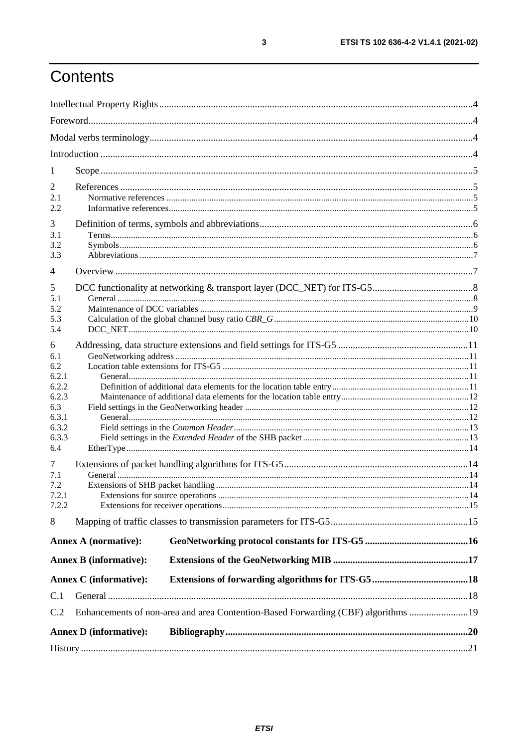# Contents

Intellectual Property Rights ....................................................................................................................... 4

Foreword .................................................................................................................................................... 4

Modal verbs terminology ............................................................................................................................ 4

Introduction ................................................................................................................................................ 4

1 Scope ...................................................................................................................................................... 5

2 References .............................................................................................................................................. 5
- 2.1 Normative references ........................................................................................................................ 5
- 2.2 Informative references ...................................................................................................................... 5

3 Definition of terms, symbols and abbreviations ...................................................................................... 6
- 3.1 Terms ................................................................................................................................................. 6
- 3.2 Symbols ............................................................................................................................................. 6
- 3.3 Abbreviations .................................................................................................................................... 7

4 Overview ................................................................................................................................................. 7

5 DCC functionality at networking & transport layer (DCC_NET) for ITS-G5 ......................................... 8
- 5.1 General ............................................................................................................................................... 8
- 5.2 Maintenance of DCC variables ........................................................................................................... 9
- 5.3 Calculation of the global channel busy ratio *CBR_G* ..................................................................... 10
- 5.4 DCC_NET ......................................................................................................................................... 10

6 Addressing, data structure extensions and field settings for ITS-G5 ..................................................... 11
- 6.1 GeoNetworking address ................................................................................................................... 11
- 6.2 Location table extensions for ITS-G5 ............................................................................................... 11
  - 6.2.1 General ....................................................................................................................................... 11
  - 6.2.2 Definition of additional data elements for the location table entry ............................................. 11
  - 6.2.3 Maintenance of additional data elements for the location table entry ......................................... 12
- 6.3 Field settings in the GeoNetworking header ..................................................................................... 12
  - 6.3.1 General ....................................................................................................................................... 12
  - 6.3.2 Field settings in the *Common Header* ........................................................................................ 13
  - 6.3.3 Field settings in the *Extended Header* of the SHB packet .......................................................... 13
- 6.4 EtherType ......................................................................................................................................... 14

7 Extensions of packet handling algorithms for ITS-G5 ........................................................................... 14
- 7.1 General .............................................................................................................................................. 14
- 7.2 Extensions of SHB packet handling .................................................................................................. 14
  - 7.2.1 Extensions for source operations ................................................................................................ 14
  - 7.2.2 Extensions for receiver operations .............................................................................................. 15

8 Mapping of traffic classes to transmission parameters for ITS-G5 ......................................................... 15

**Annex A (normative): GeoNetworking protocol constants for ITS-G5** .......................................... **16**

**Annex B (informative): Extensions of the GeoNetworking MIB** ...................................................... **17**

**Annex C (informative): Extensions of forwarding algorithms for ITS-G5** ....................................... **18**

C.1 General ................................................................................................................................................. 18

C.2 Enhancements of non-area and area Contention-Based Forwarding (CBF) algorithms ........................ 19

**Annex D (informative): Bibliography** ................................................................................................. **20**

History ....................................................................................................................................................... 21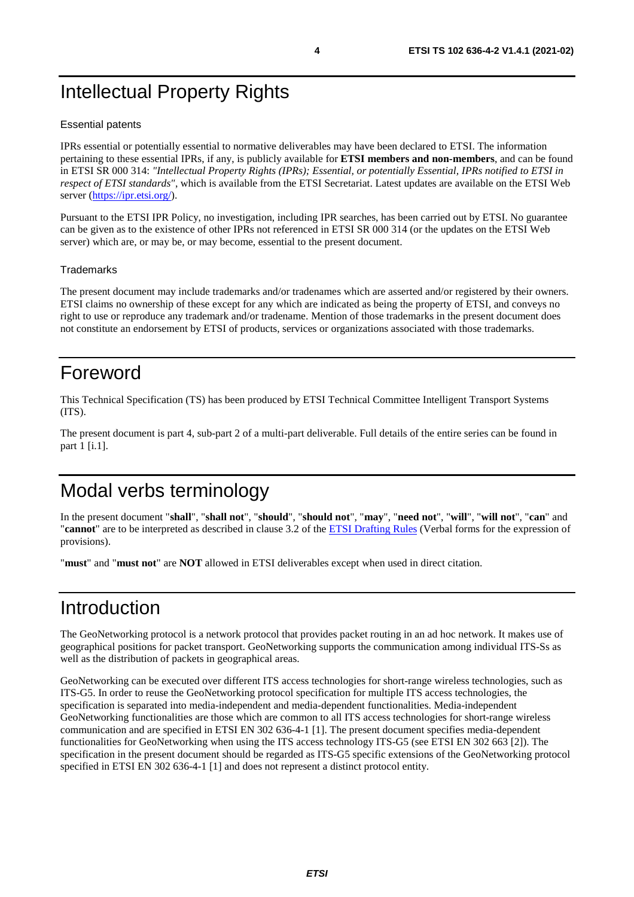# Intellectual Property Rights

### Essential patents

IPRs essential or potentially essential to normative deliverables may have been declared to ETSI. The information pertaining to these essential IPRs, if any, is publicly available for **ETSI members and non-members**, and can be found in ETSI SR 000 314: *"Intellectual Property Rights (IPRs); Essential, or potentially Essential, IPRs notified to ETSI in respect of ETSI standards"*, which is available from the ETSI Secretariat. Latest updates are available on the ETSI Web server (https://ipr.etsi.org/).

Pursuant to the ETSI IPR Policy, no investigation, including IPR searches, has been carried out by ETSI. No guarantee can be given as to the existence of other IPRs not referenced in ETSI SR 000 314 (or the updates on the ETSI Web server) which are, or may be, or may become, essential to the present document.

### Trademarks

The present document may include trademarks and/or tradenames which are asserted and/or registered by their owners. ETSI claims no ownership of these except for any which are indicated as being the property of ETSI, and conveys no right to use or reproduce any trademark and/or tradename. Mention of those trademarks in the present document does not constitute an endorsement by ETSI of products, services or organizations associated with those trademarks.

# Foreword

This Technical Specification (TS) has been produced by ETSI Technical Committee Intelligent Transport Systems (ITS).

The present document is part 4, sub-part 2 of a multi-part deliverable. Full details of the entire series can be found in part 1 [i.1].

# Modal verbs terminology

In the present document "**shall**", "**shall not**", "**should**", "**should not**", "**may**", "**need not**", "**will**", "**will not**", "**can**" and "**cannot**" are to be interpreted as described in clause 3.2 of the ETSI Drafting Rules (Verbal forms for the expression of provisions).

"**must**" and "**must not**" are **NOT** allowed in ETSI deliverables except when used in direct citation.

# Introduction

The GeoNetworking protocol is a network protocol that provides packet routing in an ad hoc network. It makes use of geographical positions for packet transport. GeoNetworking supports the communication among individual ITS-Ss as well as the distribution of packets in geographical areas.

GeoNetworking can be executed over different ITS access technologies for short-range wireless technologies, such as ITS-G5. In order to reuse the GeoNetworking protocol specification for multiple ITS access technologies, the specification is separated into media-independent and media-dependent functionalities. Media-independent GeoNetworking functionalities are those which are common to all ITS access technologies for short-range wireless communication and are specified in ETSI EN 302 636-4-1 [1]. The present document specifies media-dependent functionalities for GeoNetworking when using the ITS access technology ITS-G5 (see ETSI EN 302 663 [2]). The specification in the present document should be regarded as ITS-G5 specific extensions of the GeoNetworking protocol specified in ETSI EN 302 636-4-1 [1] and does not represent a distinct protocol entity.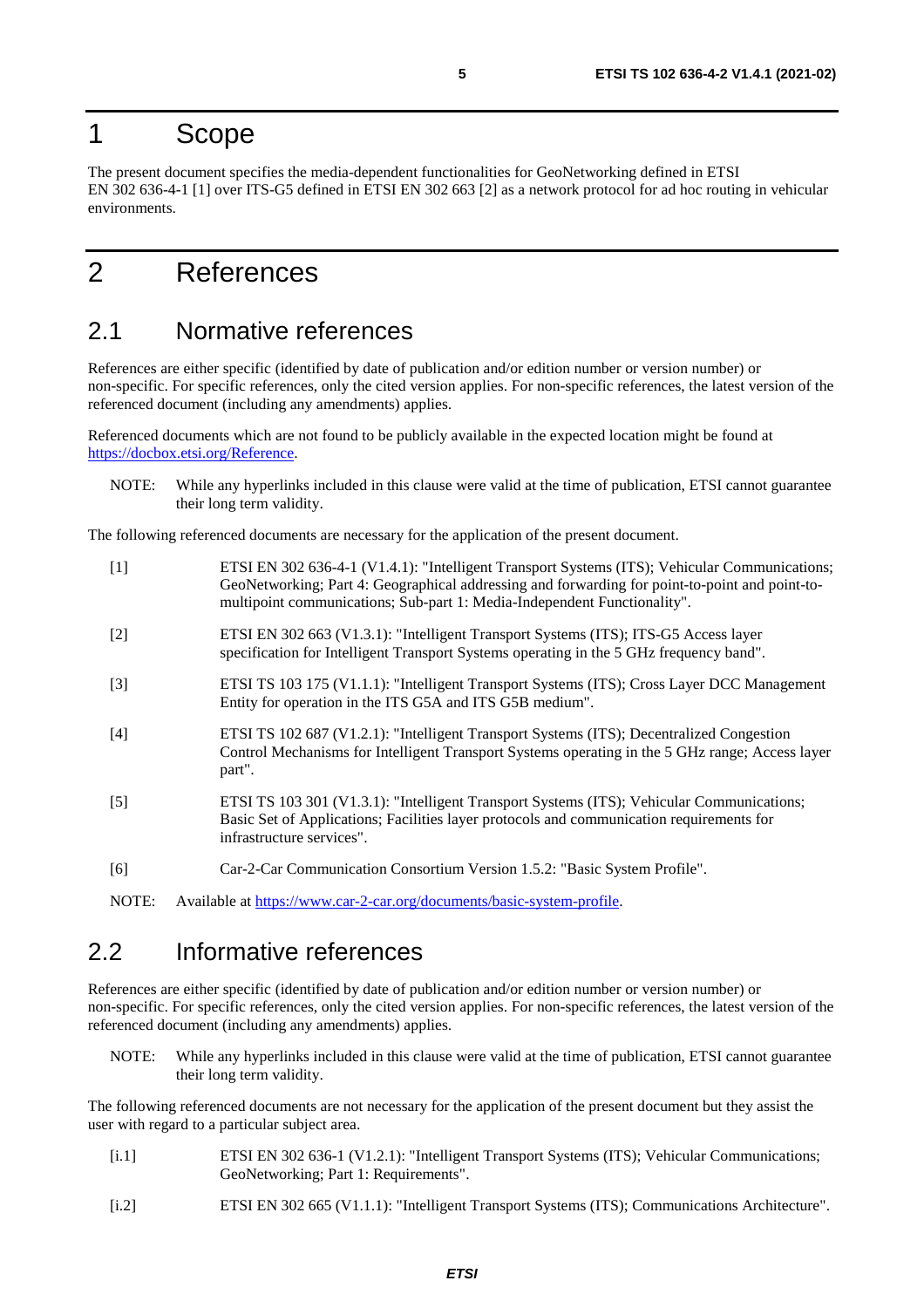# 1 Scope

The present document specifies the media-dependent functionalities for GeoNetworking defined in ETSI EN 302 636-4-1 [1] over ITS-G5 defined in ETSI EN 302 663 [2] as a network protocol for ad hoc routing in vehicular environments.

# 2 References

## 2.1 Normative references

References are either specific (identified by date of publication and/or edition number or version number) or non-specific. For specific references, only the cited version applies. For non-specific references, the latest version of the referenced document (including any amendments) applies.

Referenced documents which are not found to be publicly available in the expected location might be found at https://docbox.etsi.org/Reference.

NOTE: While any hyperlinks included in this clause were valid at the time of publication, ETSI cannot guarantee their long term validity.

The following referenced documents are necessary for the application of the present document.

- [1] ETSI EN 302 636-4-1 (V1.4.1): "Intelligent Transport Systems (ITS); Vehicular Communications; GeoNetworking; Part 4: Geographical addressing and forwarding for point-to-point and point-to-multipoint communications; Sub-part 1: Media-Independent Functionality".
- [2] ETSI EN 302 663 (V1.3.1): "Intelligent Transport Systems (ITS); ITS-G5 Access layer specification for Intelligent Transport Systems operating in the 5 GHz frequency band".
- [3] ETSI TS 103 175 (V1.1.1): "Intelligent Transport Systems (ITS); Cross Layer DCC Management Entity for operation in the ITS G5A and ITS G5B medium".
- [4] ETSI TS 102 687 (V1.2.1): "Intelligent Transport Systems (ITS); Decentralized Congestion Control Mechanisms for Intelligent Transport Systems operating in the 5 GHz range; Access layer part".
- [5] ETSI TS 103 301 (V1.3.1): "Intelligent Transport Systems (ITS); Vehicular Communications; Basic Set of Applications; Facilities layer protocols and communication requirements for infrastructure services".
- [6] Car-2-Car Communication Consortium Version 1.5.2: "Basic System Profile".

NOTE: Available at https://www.car-2-car.org/documents/basic-system-profile.

## 2.2 Informative references

References are either specific (identified by date of publication and/or edition number or version number) or non-specific. For specific references, only the cited version applies. For non-specific references, the latest version of the referenced document (including any amendments) applies.

NOTE: While any hyperlinks included in this clause were valid at the time of publication, ETSI cannot guarantee their long term validity.

The following referenced documents are not necessary for the application of the present document but they assist the user with regard to a particular subject area.

- [i.1] ETSI EN 302 636-1 (V1.2.1): "Intelligent Transport Systems (ITS); Vehicular Communications; GeoNetworking; Part 1: Requirements".
- [i.2] ETSI EN 302 665 (V1.1.1): "Intelligent Transport Systems (ITS); Communications Architecture".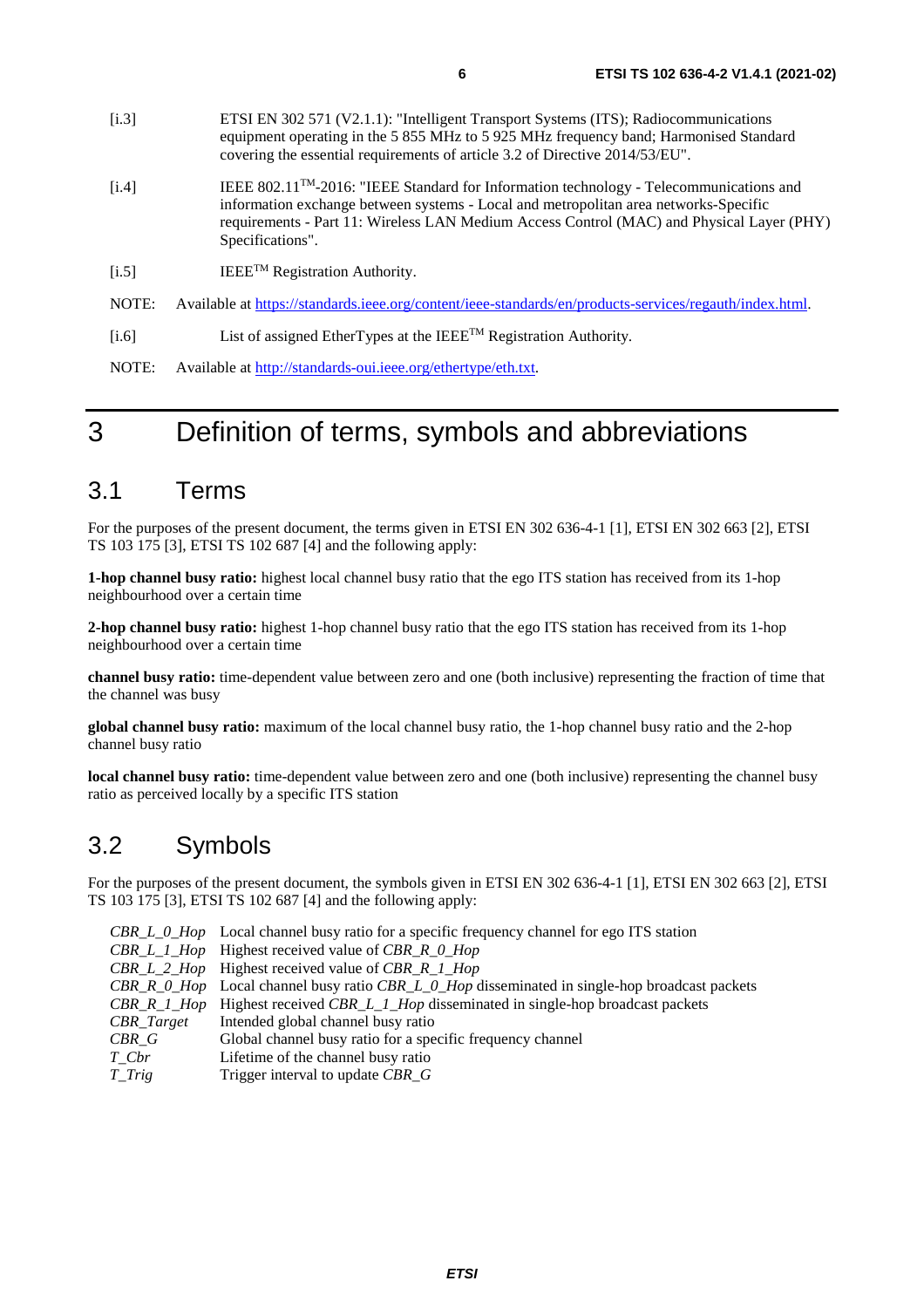[i.3] ETSI EN 302 571 (V2.1.1): "Intelligent Transport Systems (ITS); Radiocommunications equipment operating in the 5 855 MHz to 5 925 MHz frequency band; Harmonised Standard covering the essential requirements of article 3.2 of Directive 2014/53/EU".

[i.4] IEEE 802.11™-2016: "IEEE Standard for Information technology - Telecommunications and information exchange between systems - Local and metropolitan area networks-Specific requirements - Part 11: Wireless LAN Medium Access Control (MAC) and Physical Layer (PHY) Specifications".

[i.5] IEEE™ Registration Authority.

NOTE: Available at https://standards.ieee.org/content/ieee-standards/en/products-services/regauth/index.html.

[i.6] List of assigned EtherTypes at the IEEE™ Registration Authority.

NOTE: Available at http://standards-oui.ieee.org/ethertype/eth.txt.

# 3 Definition of terms, symbols and abbreviations

## 3.1 Terms

For the purposes of the present document, the terms given in ETSI EN 302 636-4-1 [1], ETSI EN 302 663 [2], ETSI TS 103 175 [3], ETSI TS 102 687 [4] and the following apply:

**1-hop channel busy ratio:** highest local channel busy ratio that the ego ITS station has received from its 1-hop neighbourhood over a certain time

**2-hop channel busy ratio:** highest 1-hop channel busy ratio that the ego ITS station has received from its 1-hop neighbourhood over a certain time

**channel busy ratio:** time-dependent value between zero and one (both inclusive) representing the fraction of time that the channel was busy

**global channel busy ratio:** maximum of the local channel busy ratio, the 1-hop channel busy ratio and the 2-hop channel busy ratio

**local channel busy ratio:** time-dependent value between zero and one (both inclusive) representing the channel busy ratio as perceived locally by a specific ITS station

## 3.2 Symbols

For the purposes of the present document, the symbols given in ETSI EN 302 636-4-1 [1], ETSI EN 302 663 [2], ETSI TS 103 175 [3], ETSI TS 102 687 [4] and the following apply:

| | |
|---|---|
| *CBR_L_0_Hop* | Local channel busy ratio for a specific frequency channel for ego ITS station |
| *CBR_L_1_Hop* | Highest received value of *CBR_R_0_Hop* |
| *CBR_L_2_Hop* | Highest received value of *CBR_R_1_Hop* |
| *CBR_R_0_Hop* | Local channel busy ratio *CBR_L_0_Hop* disseminated in single-hop broadcast packets |
| *CBR_R_1_Hop* | Highest received *CBR_L_1_Hop* disseminated in single-hop broadcast packets |
| *CBR_Target* | Intended global channel busy ratio |
| *CBR_G* | Global channel busy ratio for a specific frequency channel |
| *T_Cbr* | Lifetime of the channel busy ratio |
| *T_Trig* | Trigger interval to update *CBR_G* |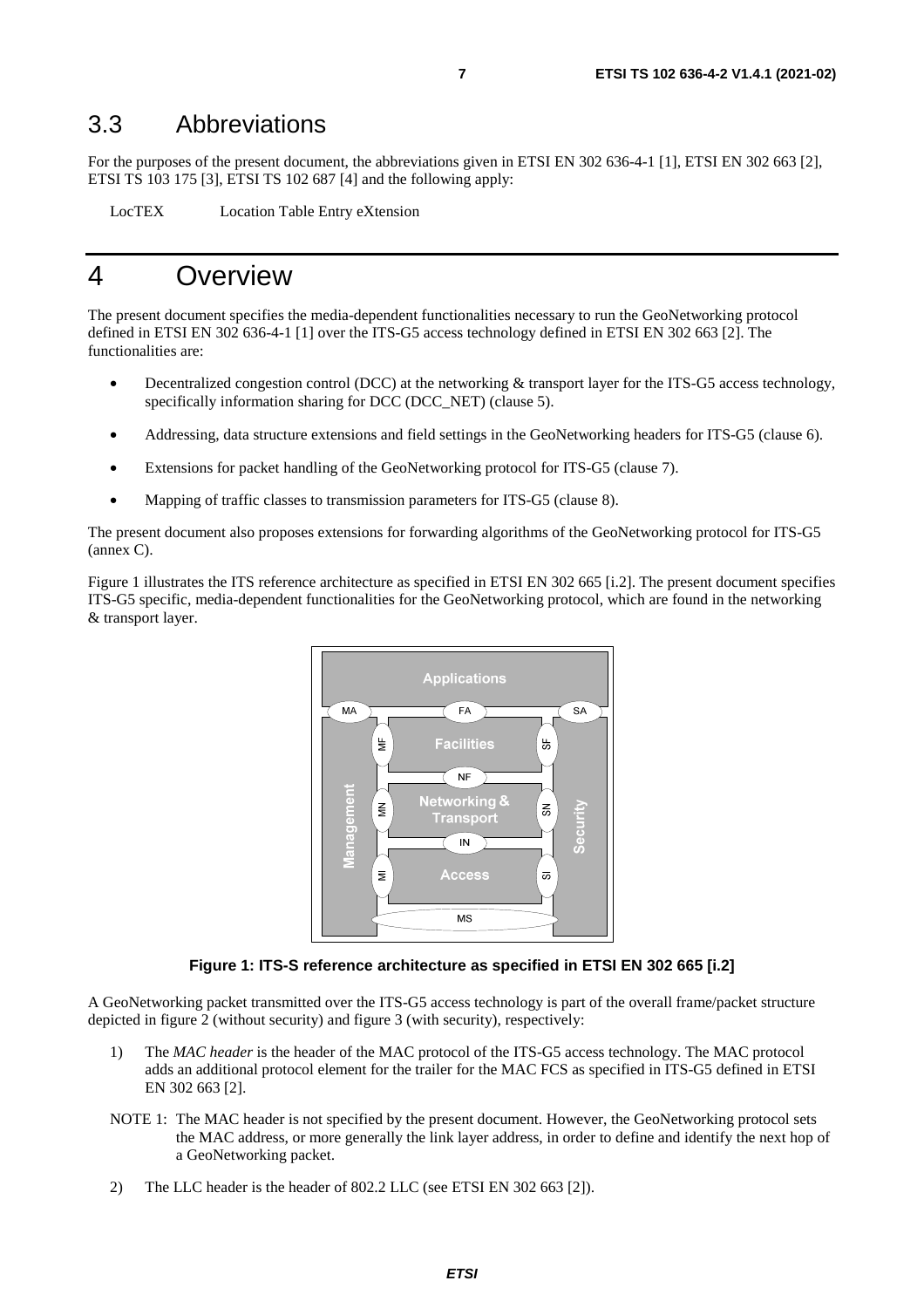## 3.3 Abbreviations

For the purposes of the present document, the abbreviations given in ETSI EN 302 636-4-1 [1], ETSI EN 302 663 [2], ETSI TS 103 175 [3], ETSI TS 102 687 [4] and the following apply:

LocTEX Location Table Entry eXtension

# 4 Overview

The present document specifies the media-dependent functionalities necessary to run the GeoNetworking protocol defined in ETSI EN 302 636-4-1 [1] over the ITS-G5 access technology defined in ETSI EN 302 663 [2]. The functionalities are:

- Decentralized congestion control (DCC) at the networking & transport layer for the ITS-G5 access technology, specifically information sharing for DCC (DCC_NET) (clause 5).
- Addressing, data structure extensions and field settings in the GeoNetworking headers for ITS-G5 (clause 6).
- Extensions for packet handling of the GeoNetworking protocol for ITS-G5 (clause 7).
- Mapping of traffic classes to transmission parameters for ITS-G5 (clause 8).

The present document also proposes extensions for forwarding algorithms of the GeoNetworking protocol for ITS-G5 (annex C).

Figure 1 illustrates the ITS reference architecture as specified in ETSI EN 302 665 [i.2]. The present document specifies ITS-G5 specific, media-dependent functionalities for the GeoNetworking protocol, which are found in the networking & transport layer.

**Figure 1: ITS-S reference architecture as specified in ETSI EN 302 665 [i.2]**

A GeoNetworking packet transmitted over the ITS-G5 access technology is part of the overall frame/packet structure depicted in figure 2 (without security) and figure 3 (with security), respectively:

1) The *MAC header* is the header of the MAC protocol of the ITS-G5 access technology. The MAC protocol adds an additional protocol element for the trailer for the MAC FCS as specified in ITS-G5 defined in ETSI EN 302 663 [2].

NOTE 1: The MAC header is not specified by the present document. However, the GeoNetworking protocol sets the MAC address, or more generally the link layer address, in order to define and identify the next hop of a GeoNetworking packet.

2) The LLC header is the header of 802.2 LLC (see ETSI EN 302 663 [2]).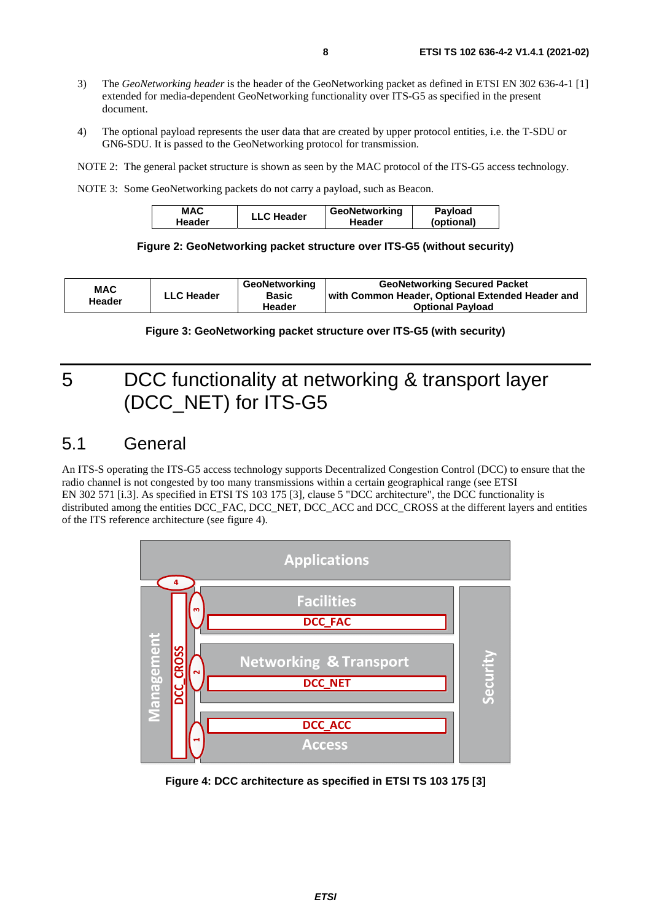3) The *GeoNetworking header* is the header of the GeoNetworking packet as defined in ETSI EN 302 636-4-1 [1] extended for media-dependent GeoNetworking functionality over ITS-G5 as specified in the present document.

4) The optional payload represents the user data that are created by upper protocol entities, i.e. the T-SDU or GN6-SDU. It is passed to the GeoNetworking protocol for transmission.

NOTE 2: The general packet structure is shown as seen by the MAC protocol of the ITS-G5 access technology.

NOTE 3: Some GeoNetworking packets do not carry a payload, such as Beacon.

| MAC Header | LLC Header | GeoNetworking Header | Payload (optional) |
|---|---|---|---|

**Figure 2: GeoNetworking packet structure over ITS-G5 (without security)**

| MAC Header | LLC Header | GeoNetworking Basic Header | GeoNetworking Secured Packet with Common Header, Optional Extended Header and Optional Payload |
|---|---|---|---|

**Figure 3: GeoNetworking packet structure over ITS-G5 (with security)**

# 5 DCC functionality at networking & transport layer (DCC_NET) for ITS-G5

## 5.1 General

An ITS-S operating the ITS-G5 access technology supports Decentralized Congestion Control (DCC) to ensure that the radio channel is not congested by too many transmissions within a certain geographical range (see ETSI EN 302 571 [i.3]. As specified in ETSI TS 103 175 [3], clause 5 "DCC architecture", the DCC functionality is distributed among the entities DCC_FAC, DCC_NET, DCC_ACC and DCC_CROSS at the different layers and entities of the ITS reference architecture (see figure 4).

**Figure 4: DCC architecture as specified in ETSI TS 103 175 [3]**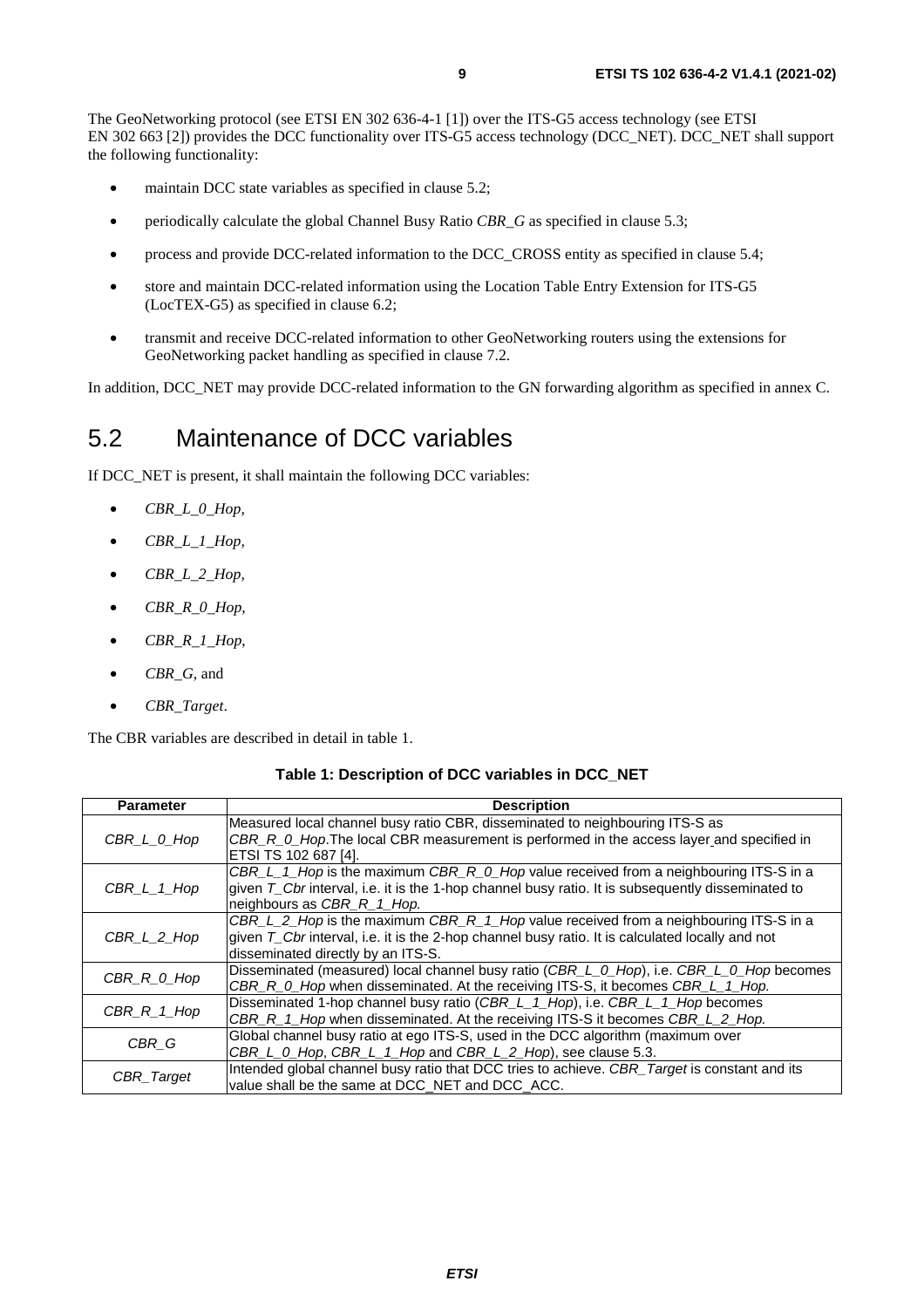The GeoNetworking protocol (see ETSI EN 302 636-4-1 [1]) over the ITS-G5 access technology (see ETSI EN 302 663 [2]) provides the DCC functionality over ITS-G5 access technology (DCC_NET). DCC_NET shall support the following functionality:

- maintain DCC state variables as specified in clause 5.2;
- periodically calculate the global Channel Busy Ratio *CBR_G* as specified in clause 5.3;
- process and provide DCC-related information to the DCC_CROSS entity as specified in clause 5.4;
- store and maintain DCC-related information using the Location Table Entry Extension for ITS-G5 (LocTEX-G5) as specified in clause 6.2;
- transmit and receive DCC-related information to other GeoNetworking routers using the extensions for GeoNetworking packet handling as specified in clause 7.2.

In addition, DCC_NET may provide DCC-related information to the GN forwarding algorithm as specified in annex C.

## 5.2 Maintenance of DCC variables

If DCC_NET is present, it shall maintain the following DCC variables:

- *CBR_L_0_Hop*,
- *CBR_L_1_Hop*,
- *CBR_L_2_Hop*,
- *CBR_R_0_Hop*,
- *CBR_R_1_Hop*,
- *CBR_G*, and
- *CBR_Target*.

The CBR variables are described in detail in table 1.

**Table 1: Description of DCC variables in DCC_NET**

| Parameter | Description |
|---|---|
| *CBR_L_0_Hop* | Measured local channel busy ratio CBR, disseminated to neighbouring ITS-S as *CBR_R_0_Hop*.The local CBR measurement is performed in the access layer and specified in ETSI TS 102 687 [4]. |
| *CBR_L_1_Hop* | *CBR_L_1_Hop* is the maximum *CBR_R_0_Hop* value received from a neighbouring ITS-S in a given *T_Cbr* interval, i.e. it is the 1-hop channel busy ratio. It is subsequently disseminated to neighbours as *CBR_R_1_Hop.* |
| *CBR_L_2_Hop* | *CBR_L_2_Hop* is the maximum *CBR_R_1_Hop* value received from a neighbouring ITS-S in a given *T_Cbr* interval, i.e. it is the 2-hop channel busy ratio. It is calculated locally and not disseminated directly by an ITS-S. |
| *CBR_R_0_Hop* | Disseminated (measured) local channel busy ratio (*CBR_L_0_Hop*), i.e. *CBR_L_0_Hop* becomes *CBR_R_0_Hop* when disseminated. At the receiving ITS-S, it becomes *CBR_L_1_Hop.* |
| *CBR_R_1_Hop* | Disseminated 1-hop channel busy ratio (*CBR_L_1_Hop*), i.e. *CBR_L_1_Hop* becomes *CBR_R_1_Hop* when disseminated. At the receiving ITS-S it becomes *CBR_L_2_Hop.* |
| *CBR_G* | Global channel busy ratio at ego ITS-S, used in the DCC algorithm (maximum over *CBR_L_0_Hop*, *CBR_L_1_Hop* and *CBR_L_2_Hop*), see clause 5.3. |
| *CBR_Target* | Intended global channel busy ratio that DCC tries to achieve. *CBR_Target* is constant and its value shall be the same at DCC_NET and DCC_ACC. |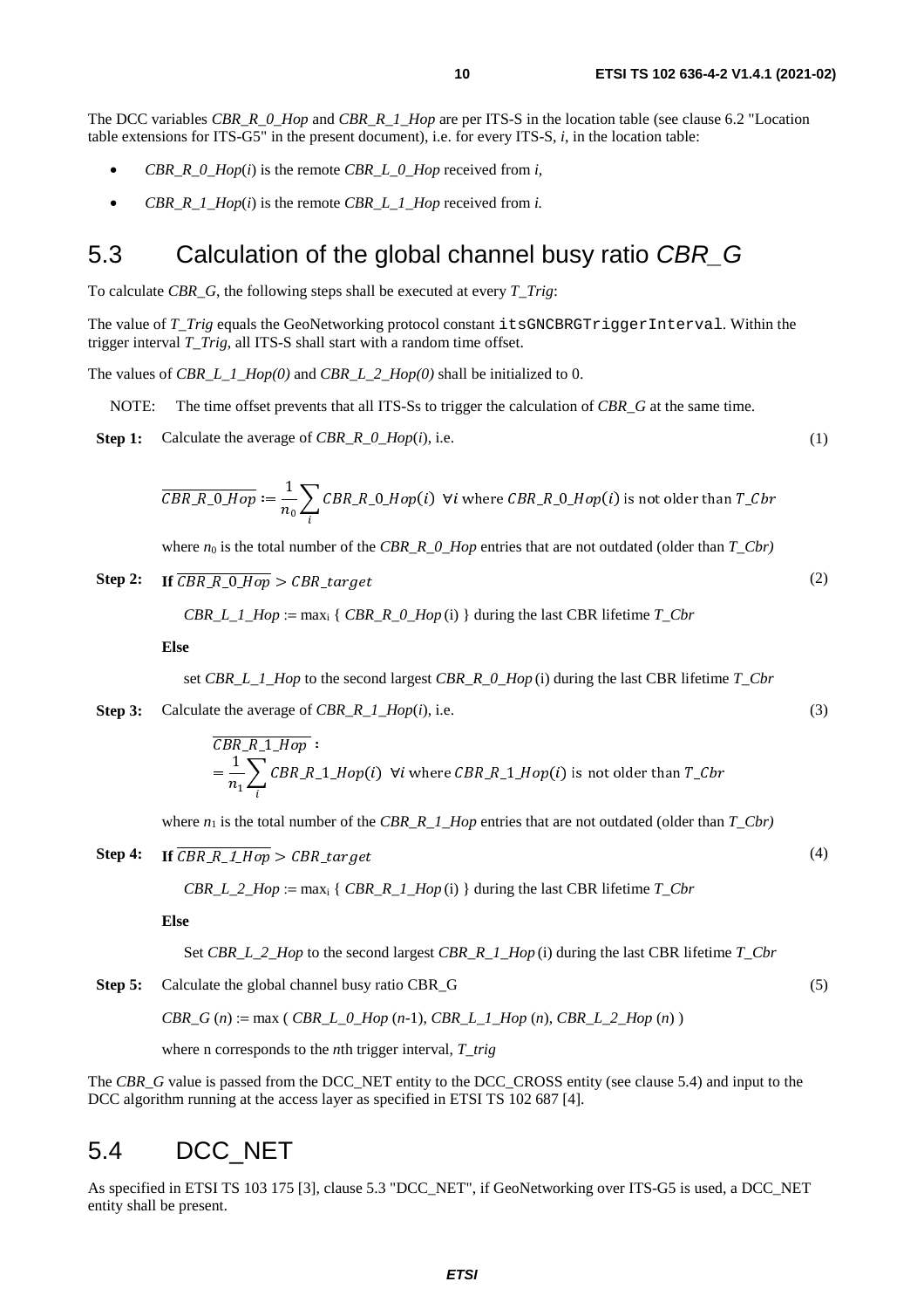The DCC variables *CBR_R_0_Hop* and *CBR_R_1_Hop* are per ITS-S in the location table (see clause 6.2 "Location table extensions for ITS-G5" in the present document), i.e. for every ITS-S, *i*, in the location table:

- *CBR_R_0_Hop*(*i*) is the remote *CBR_L_0_Hop* received from *i*,
- *CBR_R_1_Hop*(*i*) is the remote *CBR_L_1_Hop* received from *i*.

## 5.3 Calculation of the global channel busy ratio *CBR_G*

To calculate *CBR_G*, the following steps shall be executed at every *T_Trig*:

The value of *T_Trig* equals the GeoNetworking protocol constant `itsGNCBRGTriggerInterval`. Within the trigger interval *T_Trig*, all ITS-S shall start with a random time offset.

The values of *CBR_L_1_Hop(0)* and *CBR_L_2_Hop(0)* shall be initialized to 0.

NOTE: The time offset prevents that all ITS-Ss to trigger the calculation of *CBR_G* at the same time.

**Step 1:** Calculate the average of *CBR_R_0_Hop*(*i*), i.e. (1)

$$\overline{CBR\_R\_0\_Hop} := \frac{1}{n_0}\sum_i CBR\_R\_0\_Hop(i)\ \ \forall i \text{ where } CBR\_R\_0\_Hop(i) \text{ is not older than } T\_Cbr$$

where $n_0$ is the total number of the *CBR_R_0_Hop* entries that are not outdated (older than *T_Cbr)*

**Step 2:** **If** $\overline{CBR\_R\_0\_Hop} > CBR\_target$ (2)

*CBR_L_1_Hop* := $\max_i$ { *CBR_R_0_Hop* (i) } during the last CBR lifetime *T_Cbr*

**Else**

set *CBR_L_1_Hop* to the second largest *CBR_R_0_Hop* (i) during the last CBR lifetime *T_Cbr*

**Step 3:** Calculate the average of *CBR_R_1_Hop*(*i*), i.e. (3)

$$\overline{CBR\_R\_1\_Hop} := \frac{1}{n_1}\sum_i CBR\_R\_1\_Hop(i)\ \ \forall i \text{ where } CBR\_R\_1\_Hop(i) \text{ is not older than } T\_Cbr$$

where $n_1$ is the total number of the *CBR_R_1_Hop* entries that are not outdated (older than *T_Cbr)*

**Step 4:** **If** $\overline{CBR\_R\_1\_Hop} > CBR\_target$ (4)

*CBR_L_2_Hop* := $\max_i$ { *CBR_R_1_Hop* (i) } during the last CBR lifetime *T_Cbr*

**Else**

Set *CBR_L_2_Hop* to the second largest *CBR_R_1_Hop* (i) during the last CBR lifetime *T_Cbr*

**Step 5:** Calculate the global channel busy ratio CBR_G (5)

*CBR_G* (*n*) := max ( *CBR_L_0_Hop* (*n*-1), *CBR_L_1_Hop* (*n*), *CBR_L_2_Hop* (*n*) )

where n corresponds to the *n*th trigger interval, *T_trig*

The *CBR_G* value is passed from the DCC_NET entity to the DCC_CROSS entity (see clause 5.4) and input to the DCC algorithm running at the access layer as specified in ETSI TS 102 687 [4].

## 5.4 DCC_NET

As specified in ETSI TS 103 175 [3], clause 5.3 "DCC_NET", if GeoNetworking over ITS-G5 is used, a DCC_NET entity shall be present.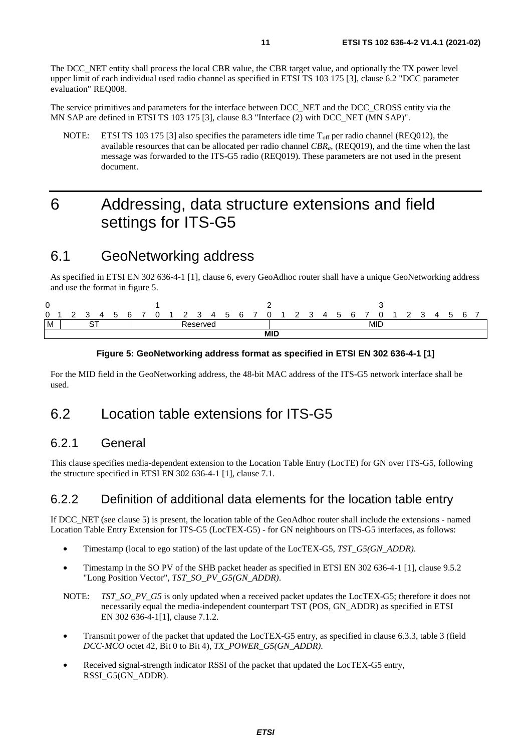The DCC_NET entity shall process the local CBR value, the CBR target value, and optionally the TX power level upper limit of each individual used radio channel as specified in ETSI TS 103 175 [3], clause 6.2 "DCC parameter evaluation" REQ008.

The service primitives and parameters for the interface between DCC_NET and the DCC_CROSS entity via the MN SAP are defined in ETSI TS 103 175 [3], clause 8.3 "Interface (2) with DCC_NET (MN SAP)".

NOTE: ETSI TS 103 175 [3] also specifies the parameters idle time $T_{off}$ per radio channel (REQ012), the available resources that can be allocated per radio channel $CBR_a$, (REQ019), and the time when the last message was forwarded to the ITS-G5 radio (REQ019). These parameters are not used in the present document.

# 6 Addressing, data structure extensions and field settings for ITS-G5

## 6.1 GeoNetworking address

As specified in ETSI EN 302 636-4-1 [1], clause 6, every GeoAdhoc router shall have a unique GeoNetworking address and use the format in figure 5.

| Bits 0 | 1–5 | 6–15 | 16–31 |
|---|---|---|---|
| M | ST | Reserved | MID |
| MID | | | |

**Figure 5: GeoNetworking address format as specified in ETSI EN 302 636-4-1 [1]**

For the MID field in the GeoNetworking address, the 48-bit MAC address of the ITS-G5 network interface shall be used.

## 6.2 Location table extensions for ITS-G5

### 6.2.1 General

This clause specifies media-dependent extension to the Location Table Entry (LocTE) for GN over ITS-G5, following the structure specified in ETSI EN 302 636-4-1 [1], clause 7.1.

### 6.2.2 Definition of additional data elements for the location table entry

If DCC_NET (see clause 5) is present, the location table of the GeoAdhoc router shall include the extensions - named Location Table Entry Extension for ITS-G5 (LocTEX-G5) - for GN neighbours on ITS-G5 interfaces, as follows:

- Timestamp (local to ego station) of the last update of the LocTEX-G5, *TST_G5(GN_ADDR)*.
- Timestamp in the SO PV of the SHB packet header as specified in ETSI EN 302 636-4-1 [1], clause 9.5.2 "Long Position Vector", *TST_SO_PV_G5(GN_ADDR)*.

NOTE: *TST_SO_PV_G5* is only updated when a received packet updates the LocTEX-G5; therefore it does not necessarily equal the media-independent counterpart TST (POS, GN_ADDR) as specified in ETSI EN 302 636-4-1[1], clause 7.1.2.

- Transmit power of the packet that updated the LocTEX-G5 entry, as specified in clause 6.3.3, table 3 (field *DCC-MCO* octet 42, Bit 0 to Bit 4), *TX_POWER_G5(GN_ADDR)*.
- Received signal-strength indicator RSSI of the packet that updated the LocTEX-G5 entry, RSSI_G5(GN_ADDR).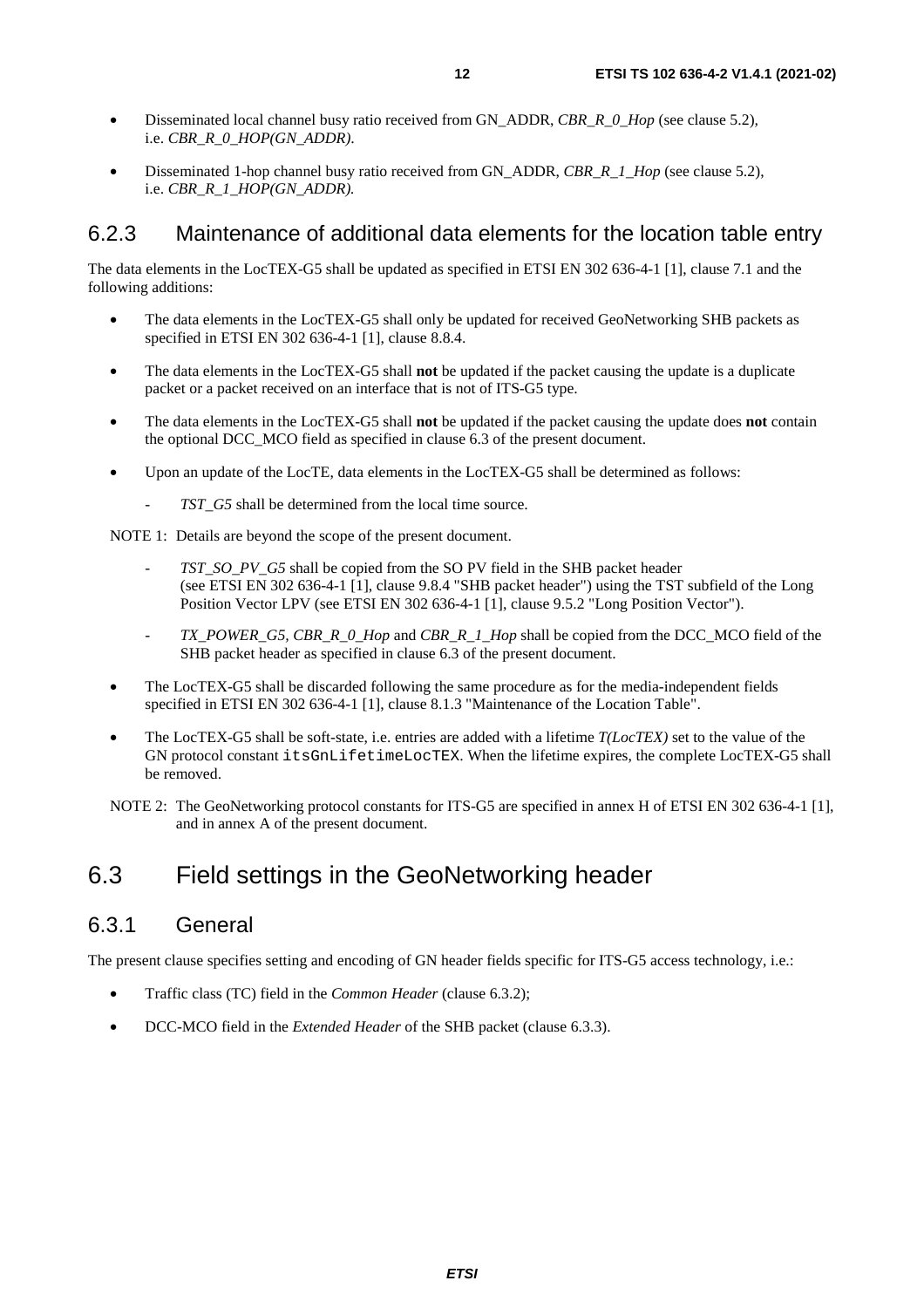- Disseminated local channel busy ratio received from GN_ADDR, *CBR_R_0_Hop* (see clause 5.2), i.e. *CBR_R_0_HOP(GN_ADDR)*.
- Disseminated 1-hop channel busy ratio received from GN_ADDR, *CBR_R_1_Hop* (see clause 5.2), i.e. *CBR_R_1_HOP(GN_ADDR).*

### 6.2.3 Maintenance of additional data elements for the location table entry

The data elements in the LocTEX-G5 shall be updated as specified in ETSI EN 302 636-4-1 [1], clause 7.1 and the following additions:

- The data elements in the LocTEX-G5 shall only be updated for received GeoNetworking SHB packets as specified in ETSI EN 302 636-4-1 [1], clause 8.8.4.
- The data elements in the LocTEX-G5 shall **not** be updated if the packet causing the update is a duplicate packet or a packet received on an interface that is not of ITS-G5 type.
- The data elements in the LocTEX-G5 shall **not** be updated if the packet causing the update does **not** contain the optional DCC_MCO field as specified in clause 6.3 of the present document.
- Upon an update of the LocTE, data elements in the LocTEX-G5 shall be determined as follows:
    - *TST_G5* shall be determined from the local time source.

NOTE 1: Details are beyond the scope of the present document.

- 
    - *TST_SO_PV_G5* shall be copied from the SO PV field in the SHB packet header (see ETSI EN 302 636-4-1 [1], clause 9.8.4 "SHB packet header") using the TST subfield of the Long Position Vector LPV (see ETSI EN 302 636-4-1 [1], clause 9.5.2 "Long Position Vector").
    - *TX_POWER_G5, CBR_R_0_Hop* and *CBR_R_1_Hop* shall be copied from the DCC_MCO field of the SHB packet header as specified in clause 6.3 of the present document.
- The LocTEX-G5 shall be discarded following the same procedure as for the media-independent fields specified in ETSI EN 302 636-4-1 [1], clause 8.1.3 "Maintenance of the Location Table".
- The LocTEX-G5 shall be soft-state, i.e. entries are added with a lifetime *T(LocTEX)* set to the value of the GN protocol constant `itsGnLifetimeLocTEX`. When the lifetime expires, the complete LocTEX-G5 shall be removed.

NOTE 2: The GeoNetworking protocol constants for ITS-G5 are specified in annex H of ETSI EN 302 636-4-1 [1], and in annex A of the present document.

## 6.3 Field settings in the GeoNetworking header

### 6.3.1 General

The present clause specifies setting and encoding of GN header fields specific for ITS-G5 access technology, i.e.:

- Traffic class (TC) field in the *Common Header* (clause 6.3.2);
- DCC-MCO field in the *Extended Header* of the SHB packet (clause 6.3.3).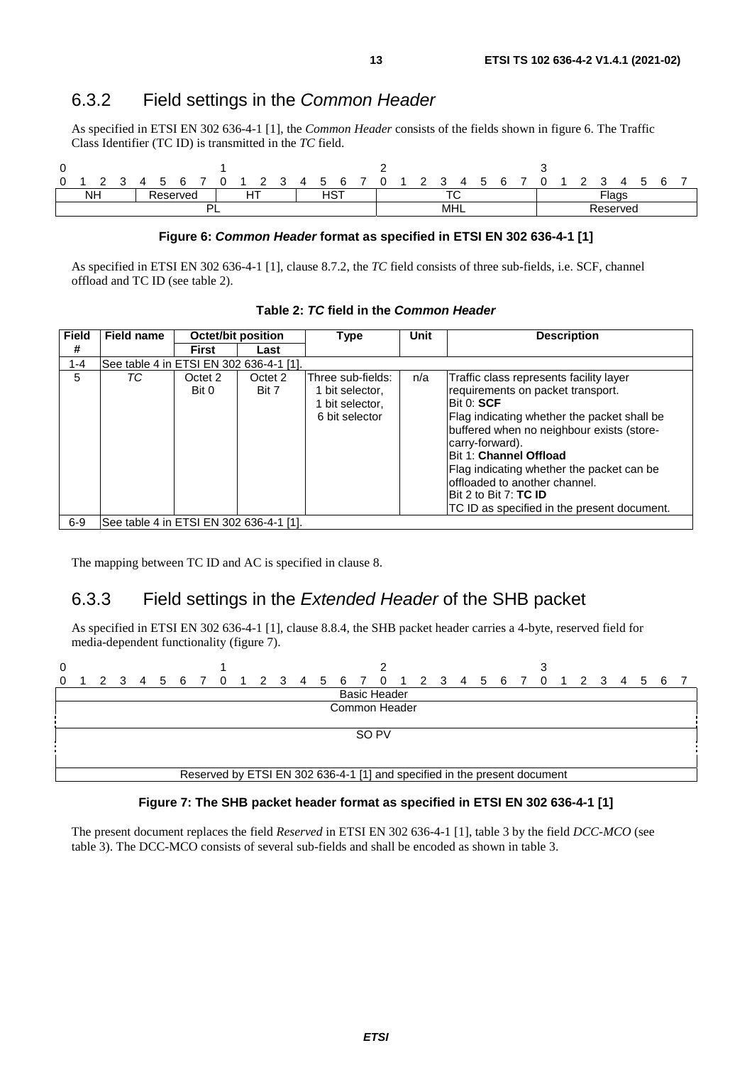## 6.3.2 Field settings in the *Common Header*

As specified in ETSI EN 302 636-4-1 [1], the *Common Header* consists of the fields shown in figure 6. The Traffic Class Identifier (TC ID) is transmitted in the *TC* field.

| 0 | | | | | | | | 1 | | | | | | | | 2 | | | | | | | | 3 | | | | | | | |
|---|---|---|---|---|---|---|---|---|---|---|---|---|---|---|---|---|---|---|---|---|---|---|---|---|---|---|---|---|---|---|---|
| 0 | 1 | 2 | 3 | 4 | 5 | 6 | 7 | 0 | 1 | 2 | 3 | 4 | 5 | 6 | 7 | 0 | 1 | 2 | 3 | 4 | 5 | 6 | 7 | 0 | 1 | 2 | 3 | 4 | 5 | 6 | 7 |
| NH | | | | Reserved | | | | HT | | | | HST | | | | TC | | | | | | | | Flags | | | | | | | |
| PL | | | | | | | | | | | | | | | | MHL | | | | | | | | Reserved | | | | | | | |

**Figure 6: *Common Header* format as specified in ETSI EN 302 636-4-1 [1]**

As specified in ETSI EN 302 636-4-1 [1], clause 8.7.2, the *TC* field consists of three sub-fields, i.e. SCF, channel offload and TC ID (see table 2).

**Table 2: *TC* field in the *Common Header***

| Field # | Field name | Octet/bit position | | Type | Unit | Description |
|---|---|---|---|---|---|---|
| | | First | Last | | | |
| 1-4 | See table 4 in ETSI EN 302 636-4-1 [1]. | | | | | |
| 5 | *TC* | Octet 2 Bit 0 | Octet 2 Bit 7 | Three sub-fields: 1 bit selector, 1 bit selector, 6 bit selector | n/a | Traffic class represents facility layer requirements on packet transport.<br>Bit 0: **SCF**<br>Flag indicating whether the packet shall be buffered when no neighbour exists (store-carry-forward).<br>Bit 1: **Channel Offload**<br>Flag indicating whether the packet can be offloaded to another channel.<br>Bit 2 to Bit 7: **TC ID**<br>TC ID as specified in the present document. |
| 6-9 | See table 4 in ETSI EN 302 636-4-1 [1]. | | | | | |

The mapping between TC ID and AC is specified in clause 8.

## 6.3.3 Field settings in the *Extended Header* of the SHB packet

As specified in ETSI EN 302 636-4-1 [1], clause 8.8.4, the SHB packet header carries a 4-byte, reserved field for media-dependent functionality (figure 7).

| 0 | | | | | | | | 1 | | | | | | | | 2 | | | | | | | | 3 | | | | | | | |
|---|---|---|---|---|---|---|---|---|---|---|---|---|---|---|---|---|---|---|---|---|---|---|---|---|---|---|---|---|---|---|---|
| 0 | 1 | 2 | 3 | 4 | 5 | 6 | 7 | 0 | 1 | 2 | 3 | 4 | 5 | 6 | 7 | 0 | 1 | 2 | 3 | 4 | 5 | 6 | 7 | 0 | 1 | 2 | 3 | 4 | 5 | 6 | 7 |
| Basic Header | | | | | | | | | | | | | | | | | | | | | | | | | | | | | | | |
| Common Header | | | | | | | | | | | | | | | | | | | | | | | | | | | | | | | |
| SO PV | | | | | | | | | | | | | | | | | | | | | | | | | | | | | | | |
| Reserved by ETSI EN 302 636-4-1 [1] and specified in the present document | | | | | | | | | | | | | | | | | | | | | | | | | | | | | | | |

**Figure 7: The SHB packet header format as specified in ETSI EN 302 636-4-1 [1]**

The present document replaces the field *Reserved* in ETSI EN 302 636-4-1 [1], table 3 by the field *DCC-MCO* (see table 3). The DCC-MCO consists of several sub-fields and shall be encoded as shown in table 3.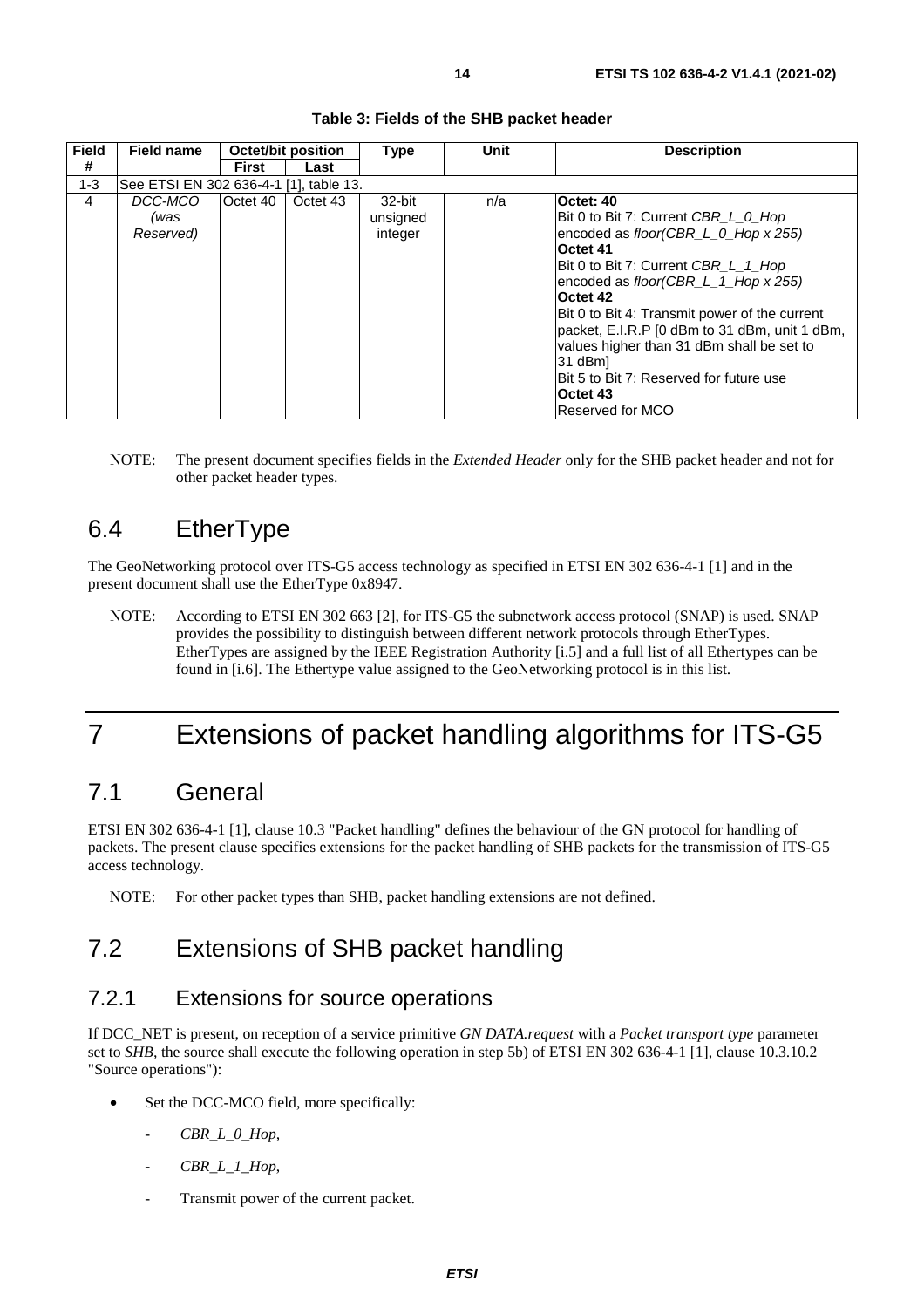**Table 3: Fields of the SHB packet header**

| Field # | Field name | Octet/bit position | | Type | Unit | Description |
|---|---|---|---|---|---|---|
| | | First | Last | | | |
| 1-3 | See ETSI EN 302 636-4-1 [1], table 13. | | | | | |
| 4 | *DCC-MCO (was Reserved)* | Octet 40 | Octet 43 | 32-bit unsigned integer | n/a | **Octet: 40**<br>Bit 0 to Bit 7: Current *CBR_L_0_Hop* encoded as *floor(CBR_L_0_Hop x 255)*<br>**Octet 41**<br>Bit 0 to Bit 7: Current *CBR_L_1_Hop* encoded as *floor(CBR_L_1_Hop x 255)*<br>**Octet 42**<br>Bit 0 to Bit 4: Transmit power of the current packet, E.I.R.P [0 dBm to 31 dBm, unit 1 dBm, values higher than 31 dBm shall be set to 31 dBm]<br>Bit 5 to Bit 7: Reserved for future use<br>**Octet 43**<br>Reserved for MCO |

NOTE: The present document specifies fields in the *Extended Header* only for the SHB packet header and not for other packet header types.

## 6.4 EtherType

The GeoNetworking protocol over ITS-G5 access technology as specified in ETSI EN 302 636-4-1 [1] and in the present document shall use the EtherType 0x8947.

NOTE: According to ETSI EN 302 663 [2], for ITS-G5 the subnetwork access protocol (SNAP) is used. SNAP provides the possibility to distinguish between different network protocols through EtherTypes. EtherTypes are assigned by the IEEE Registration Authority [i.5] and a full list of all Ethertypes can be found in [i.6]. The Ethertype value assigned to the GeoNetworking protocol is in this list.

# 7 Extensions of packet handling algorithms for ITS-G5

## 7.1 General

ETSI EN 302 636-4-1 [1], clause 10.3 "Packet handling" defines the behaviour of the GN protocol for handling of packets. The present clause specifies extensions for the packet handling of SHB packets for the transmission of ITS-G5 access technology.

NOTE: For other packet types than SHB, packet handling extensions are not defined.

## 7.2 Extensions of SHB packet handling

### 7.2.1 Extensions for source operations

If DCC_NET is present, on reception of a service primitive *GN DATA.request* with a *Packet transport type* parameter set to *SHB*, the source shall execute the following operation in step 5b) of ETSI EN 302 636-4-1 [1], clause 10.3.10.2 "Source operations"):

- Set the DCC-MCO field, more specifically:
  - *CBR_L_0_Hop*,
  - *CBR_L_1_Hop*,
  - Transmit power of the current packet.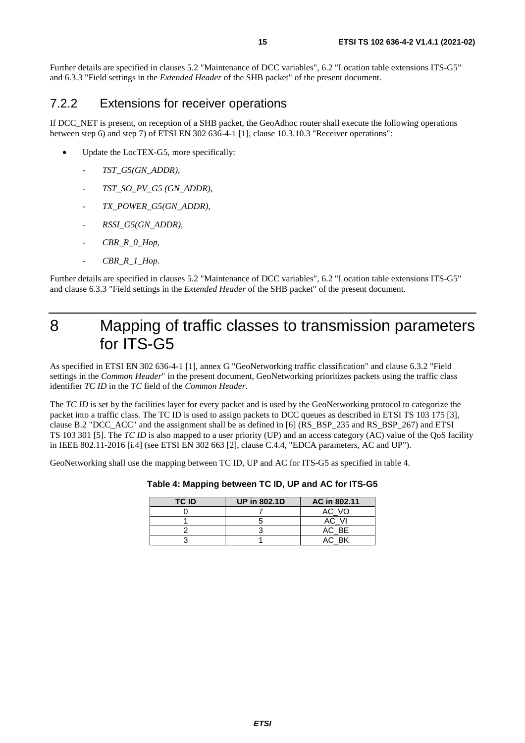Further details are specified in clauses 5.2 "Maintenance of DCC variables", 6.2 "Location table extensions ITS-G5" and 6.3.3 "Field settings in the *Extended Header* of the SHB packet" of the present document.

### 7.2.2 Extensions for receiver operations

If DCC_NET is present, on reception of a SHB packet, the GeoAdhoc router shall execute the following operations between step 6) and step 7) of ETSI EN 302 636-4-1 [1], clause 10.3.10.3 "Receiver operations":

- Update the LocTEX-G5, more specifically:
  - *TST_G5(GN_ADDR)*,
  - *TST_SO_PV_G5 (GN_ADDR)*,
  - *TX_POWER_G5(GN_ADDR)*,
  - *RSSI_G5(GN_ADDR)*,
  - *CBR_R_0_Hop*,
  - *CBR_R_1_Hop*.

Further details are specified in clauses 5.2 "Maintenance of DCC variables", 6.2 "Location table extensions ITS-G5" and clause 6.3.3 "Field settings in the *Extended Header* of the SHB packet" of the present document.

# 8 Mapping of traffic classes to transmission parameters for ITS-G5

As specified in ETSI EN 302 636-4-1 [1], annex G "GeoNetworking traffic classification" and clause 6.3.2 "Field settings in the *Common Header*" in the present document, GeoNetworking prioritizes packets using the traffic class identifier *TC ID* in the *TC* field of the *Common Header*.

The *TC ID* is set by the facilities layer for every packet and is used by the GeoNetworking protocol to categorize the packet into a traffic class. The TC ID is used to assign packets to DCC queues as described in ETSI TS 103 175 [3], clause B.2 "DCC_ACC" and the assignment shall be as defined in [6] (RS_BSP_235 and RS_BSP_267) and ETSI TS 103 301 [5]. The *TC ID* is also mapped to a user priority (UP) and an access category (AC) value of the QoS facility in IEEE 802.11-2016 [i.4] (see ETSI EN 302 663 [2], clause C.4.4, "EDCA parameters, AC and UP").

GeoNetworking shall use the mapping between TC ID, UP and AC for ITS-G5 as specified in table 4.

**Table 4: Mapping between TC ID, UP and AC for ITS-G5**

| TC ID | UP in 802.1D | AC in 802.11 |
|---|---|---|
| 0 | 7 | AC_VO |
| 1 | 5 | AC_VI |
| 2 | 3 | AC_BE |
| 3 | 1 | AC_BK |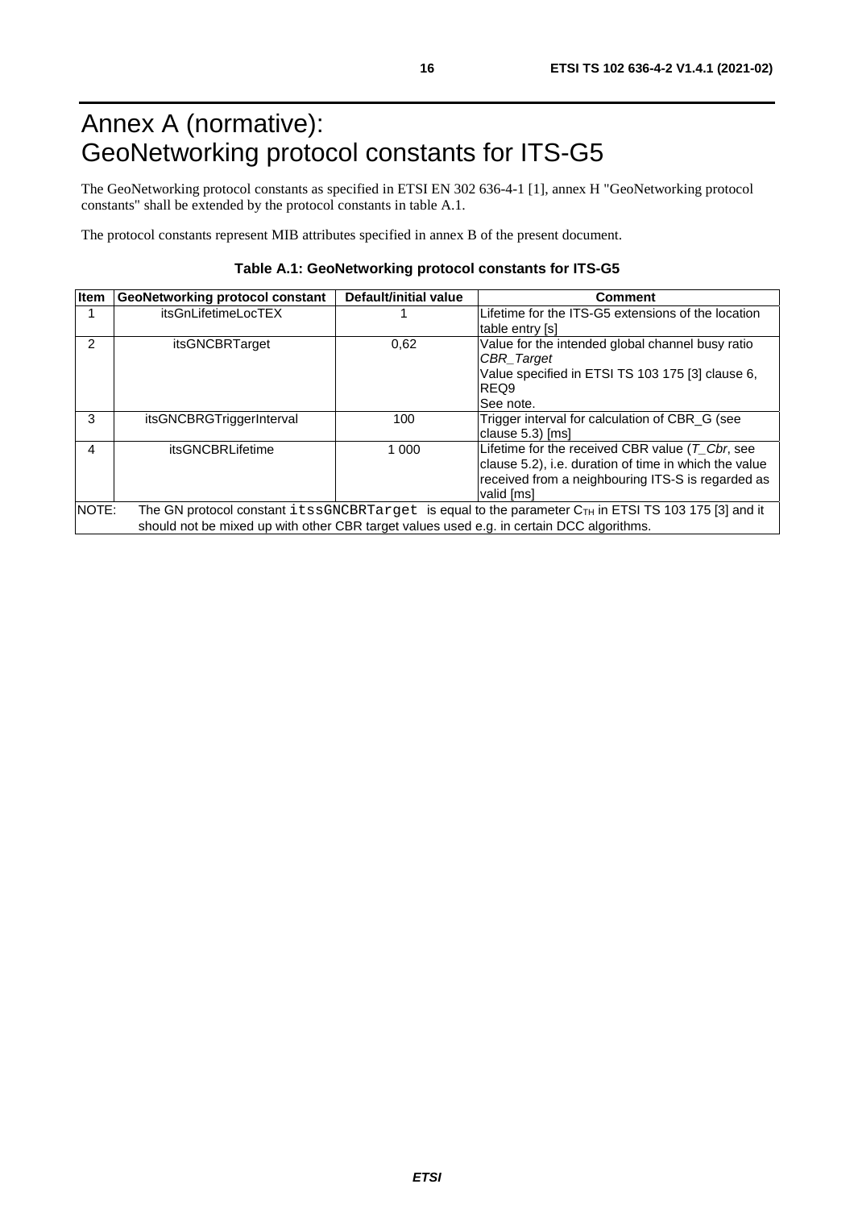# Annex A (normative): GeoNetworking protocol constants for ITS-G5

The GeoNetworking protocol constants as specified in ETSI EN 302 636-4-1 [1], annex H "GeoNetworking protocol constants" shall be extended by the protocol constants in table A.1.

The protocol constants represent MIB attributes specified in annex B of the present document.

**Table A.1: GeoNetworking protocol constants for ITS-G5**

| Item | GeoNetworking protocol constant | Default/initial value | Comment |
|---|---|---|---|
| 1 | itsGnLifetimeLocTEX | 1 | Lifetime for the ITS-G5 extensions of the location table entry [s] |
| 2 | itsGNCBRTarget | 0,62 | Value for the intended global channel busy ratio *CBR_Target*<br>Value specified in ETSI TS 103 175 [3] clause 6, REQ9<br>See note. |
| 3 | itsGNCBRGTriggerInterval | 100 | Trigger interval for calculation of CBR_G (see clause 5.3) [ms] |
| 4 | itsGNCBRLifetime | 1 000 | Lifetime for the received CBR value (*T_Cbr*, see clause 5.2), i.e. duration of time in which the value received from a neighbouring ITS-S is regarded as valid [ms] |
| NOTE: The GN protocol constant `itssGNCBRTarget` is equal to the parameter $C_{TH}$ in ETSI TS 103 175 [3] and it should not be mixed up with other CBR target values used e.g. in certain DCC algorithms. | | | |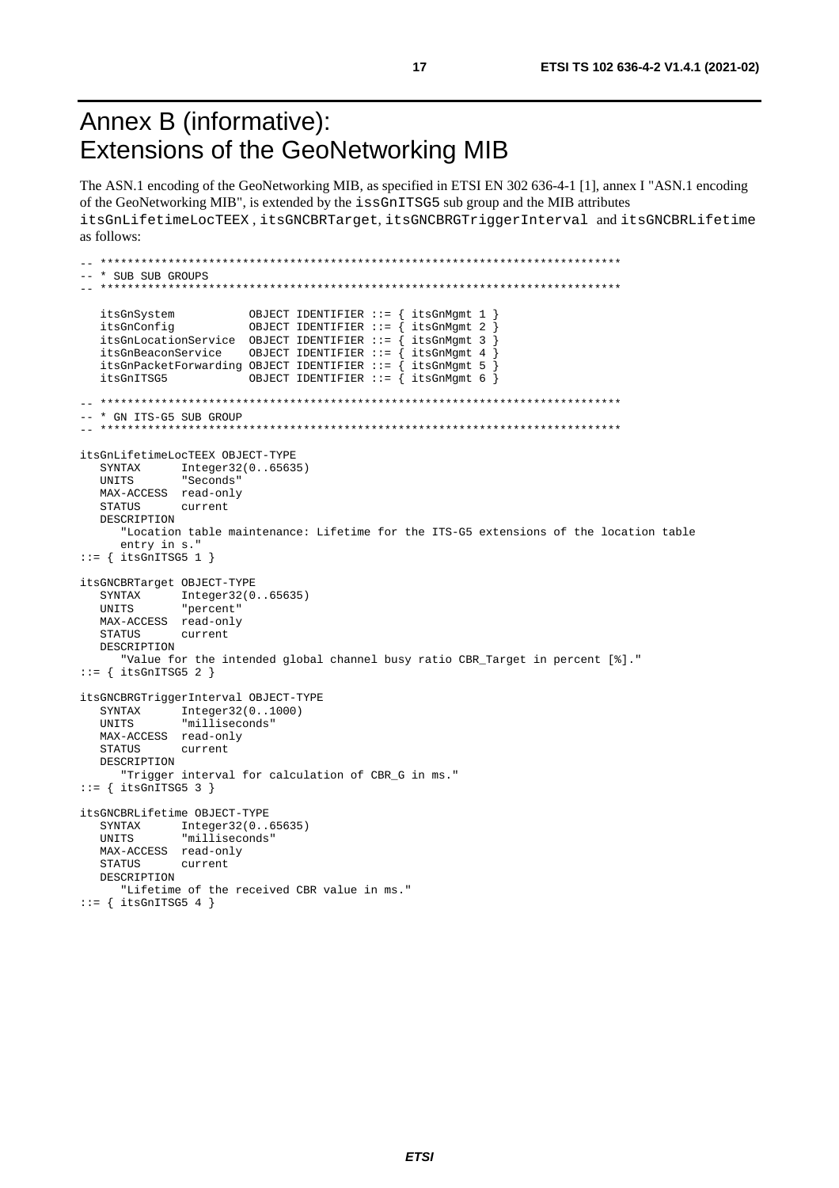# Annex B (informative): Extensions of the GeoNetworking MIB

The ASN.1 encoding of the GeoNetworking MIB, as specified in ETSI EN 302 636-4-1 [1], annex I "ASN.1 encoding of the GeoNetworking MIB", is extended by the `issGnITSG5` sub group and the MIB attributes `itsGnLifetimeLocTEEX`, `itsGNCBRTarget`, `itsGNCBRGTriggerInterval` and `itsGNCBRLifetime` as follows:

```
-- ****************************************************************************
-- * SUB SUB GROUPS
-- ****************************************************************************

   itsGnSystem           OBJECT IDENTIFIER ::= { itsGnMgmt 1 }
   itsGnConfig           OBJECT IDENTIFIER ::= { itsGnMgmt 2 }
   itsGnLocationService  OBJECT IDENTIFIER ::= { itsGnMgmt 3 }
   itsGnBeaconService    OBJECT IDENTIFIER ::= { itsGnMgmt 4 }
   itsGnPacketForwarding OBJECT IDENTIFIER ::= { itsGnMgmt 5 }
   itsGnITSG5            OBJECT IDENTIFIER ::= { itsGnMgmt 6 }

-- ****************************************************************************
-- * GN ITS-G5 SUB GROUP
-- ****************************************************************************

itsGnLifetimeLocTEEX OBJECT-TYPE
   SYNTAX      Integer32(0..65635)
   UNITS       "Seconds"
   MAX-ACCESS  read-only
   STATUS      current
   DESCRIPTION
      "Location table maintenance: Lifetime for the ITS-G5 extensions of the location table
      entry in s."
::= { itsGnITSG5 1 }

itsGNCBRTarget OBJECT-TYPE
   SYNTAX      Integer32(0..65635)
   UNITS       "percent"
   MAX-ACCESS  read-only
   STATUS      current
   DESCRIPTION
      "Value for the intended global channel busy ratio CBR_Target in percent [%]."
::= { itsGnITSG5 2 }

itsGNCBRGTriggerInterval OBJECT-TYPE
   SYNTAX      Integer32(0..1000)
   UNITS       "milliseconds"
   MAX-ACCESS  read-only
   STATUS      current
   DESCRIPTION
      "Trigger interval for calculation of CBR_G in ms."
::= { itsGnITSG5 3 }

itsGNCBRLifetime OBJECT-TYPE
   SYNTAX      Integer32(0..65635)
   UNITS       "milliseconds"
   MAX-ACCESS  read-only
   STATUS      current
   DESCRIPTION
      "Lifetime of the received CBR value in ms."
::= { itsGnITSG5 4 }
```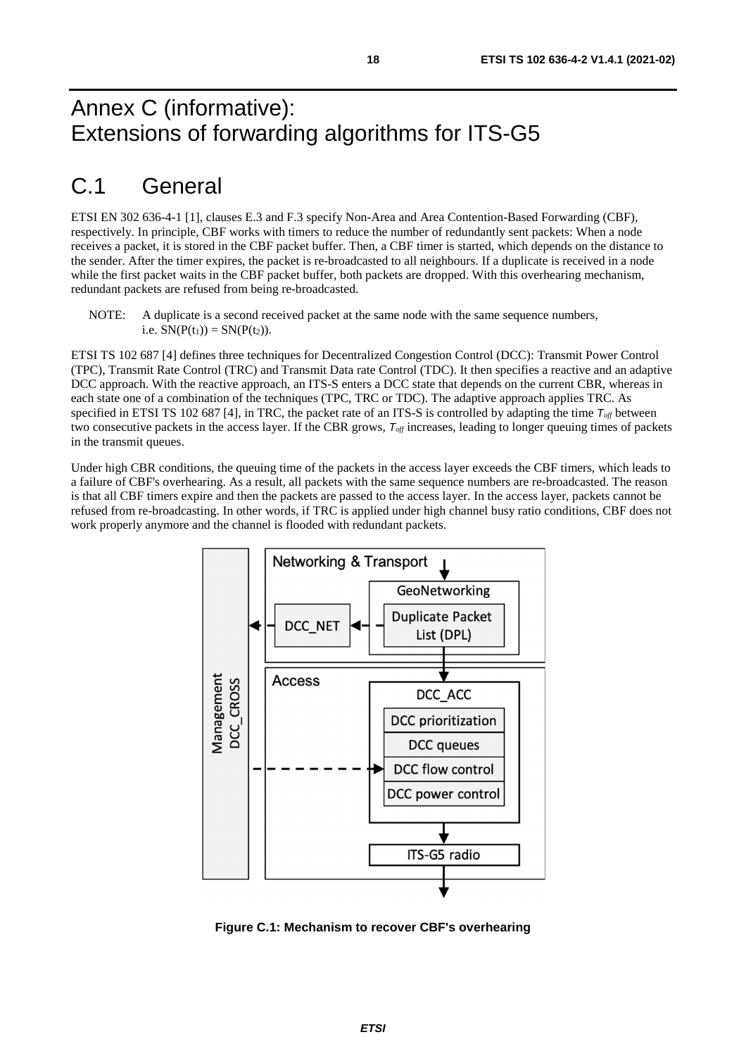# Annex C (informative): Extensions of forwarding algorithms for ITS-G5

## C.1 General

ETSI EN 302 636-4-1 [1], clauses E.3 and F.3 specify Non-Area and Area Contention-Based Forwarding (CBF), respectively. In principle, CBF works with timers to reduce the number of redundantly sent packets: When a node receives a packet, it is stored in the CBF packet buffer. Then, a CBF timer is started, which depends on the distance to the sender. After the timer expires, the packet is re-broadcasted to all neighbours. If a duplicate is received in a node while the first packet waits in the CBF packet buffer, both packets are dropped. With this overhearing mechanism, redundant packets are refused from being re-broadcasted.

NOTE: A duplicate is a second received packet at the same node with the same sequence numbers, i.e. $SN(P(t_1)) = SN(P(t_2))$.

ETSI TS 102 687 [4] defines three techniques for Decentralized Congestion Control (DCC): Transmit Power Control (TPC), Transmit Rate Control (TRC) and Transmit Data rate Control (TDC). It then specifies a reactive and an adaptive DCC approach. With the reactive approach, an ITS-S enters a DCC state that depends on the current CBR, whereas in each state one of a combination of the techniques (TPC, TRC or TDC). The adaptive approach applies TRC. As specified in ETSI TS 102 687 [4], in TRC, the packet rate of an ITS-S is controlled by adapting the time $T_{off}$ between two consecutive packets in the access layer. If the CBR grows, $T_{off}$ increases, leading to longer queuing times of packets in the transmit queues.

Under high CBR conditions, the queuing time of the packets in the access layer exceeds the CBF timers, which leads to a failure of CBF's overhearing. As a result, all packets with the same sequence numbers are re-broadcasted. The reason is that all CBF timers expire and then the packets are passed to the access layer. In the access layer, packets cannot be refused from re-broadcasting. In other words, if TRC is applied under high channel busy ratio conditions, CBF does not work properly anymore and the channel is flooded with redundant packets.

**Figure C.1: Mechanism to recover CBF's overhearing**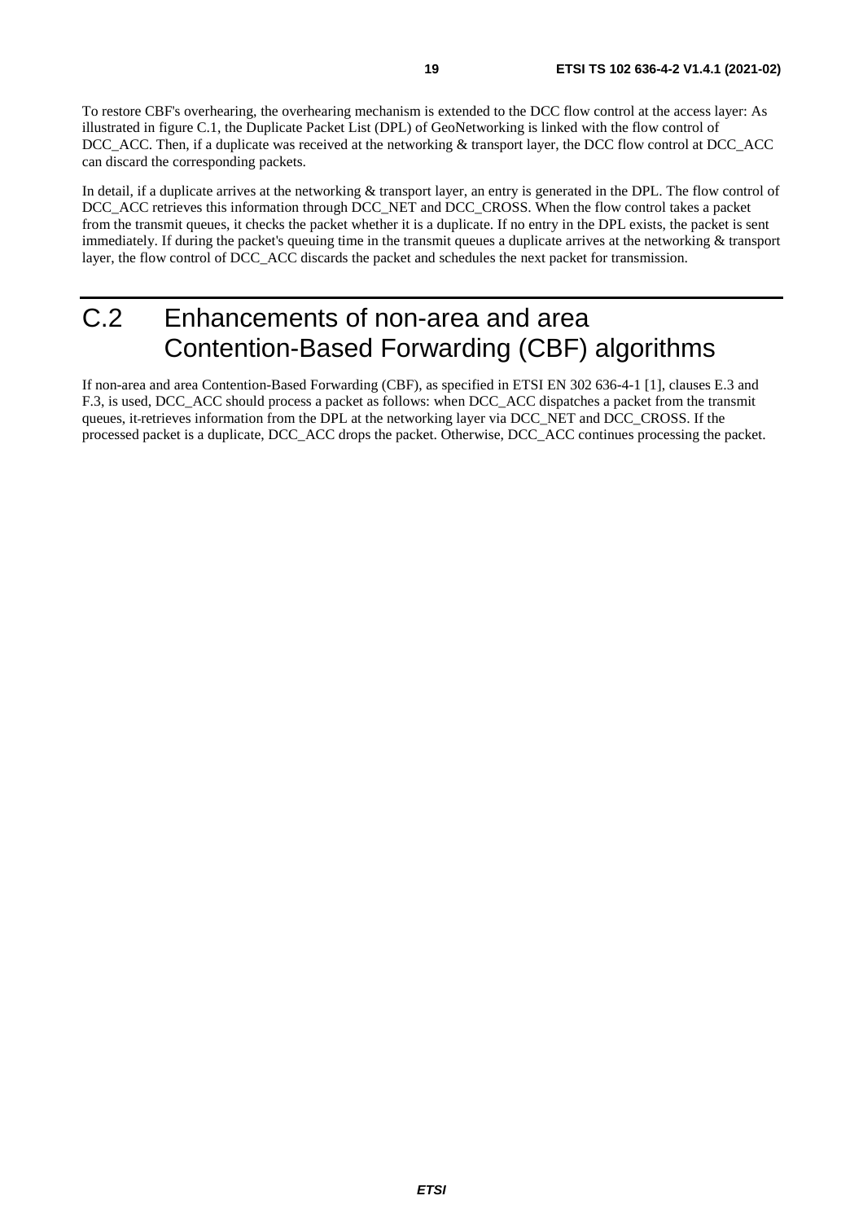To restore CBF's overhearing, the overhearing mechanism is extended to the DCC flow control at the access layer: As illustrated in figure C.1, the Duplicate Packet List (DPL) of GeoNetworking is linked with the flow control of DCC_ACC. Then, if a duplicate was received at the networking & transport layer, the DCC flow control at DCC_ACC can discard the corresponding packets.

In detail, if a duplicate arrives at the networking & transport layer, an entry is generated in the DPL. The flow control of DCC_ACC retrieves this information through DCC_NET and DCC_CROSS. When the flow control takes a packet from the transmit queues, it checks the packet whether it is a duplicate. If no entry in the DPL exists, the packet is sent immediately. If during the packet's queuing time in the transmit queues a duplicate arrives at the networking & transport layer, the flow control of DCC_ACC discards the packet and schedules the next packet for transmission.

# C.2 Enhancements of non-area and area Contention-Based Forwarding (CBF) algorithms

If non-area and area Contention-Based Forwarding (CBF), as specified in ETSI EN 302 636-4-1 [1], clauses E.3 and F.3, is used, DCC_ACC should process a packet as follows: when DCC_ACC dispatches a packet from the transmit queues, it retrieves information from the DPL at the networking layer via DCC_NET and DCC_CROSS. If the processed packet is a duplicate, DCC_ACC drops the packet. Otherwise, DCC_ACC continues processing the packet.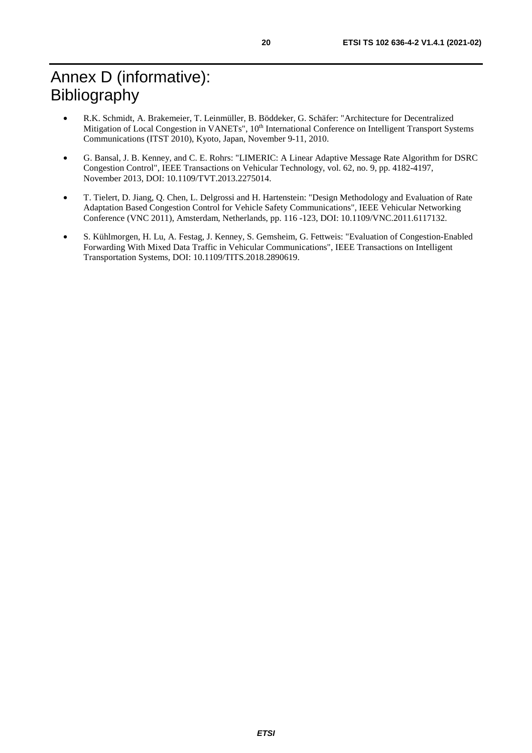# Annex D (informative): Bibliography

- R.K. Schmidt, A. Brakemeier, T. Leinmüller, B. Böddeker, G. Schäfer: "Architecture for Decentralized Mitigation of Local Congestion in VANETs", 10th International Conference on Intelligent Transport Systems Communications (ITST 2010), Kyoto, Japan, November 9-11, 2010.
- G. Bansal, J. B. Kenney, and C. E. Rohrs: "LIMERIC: A Linear Adaptive Message Rate Algorithm for DSRC Congestion Control", IEEE Transactions on Vehicular Technology, vol. 62, no. 9, pp. 4182-4197, November 2013, DOI: 10.1109/TVT.2013.2275014.
- T. Tielert, D. Jiang, Q. Chen, L. Delgrossi and H. Hartenstein: "Design Methodology and Evaluation of Rate Adaptation Based Congestion Control for Vehicle Safety Communications", IEEE Vehicular Networking Conference (VNC 2011), Amsterdam, Netherlands, pp. 116 -123, DOI: 10.1109/VNC.2011.6117132.
- S. Kühlmorgen, H. Lu, A. Festag, J. Kenney, S. Gemsheim, G. Fettweis: "Evaluation of Congestion-Enabled Forwarding With Mixed Data Traffic in Vehicular Communications", IEEE Transactions on Intelligent Transportation Systems, DOI: 10.1109/TITS.2018.2890619.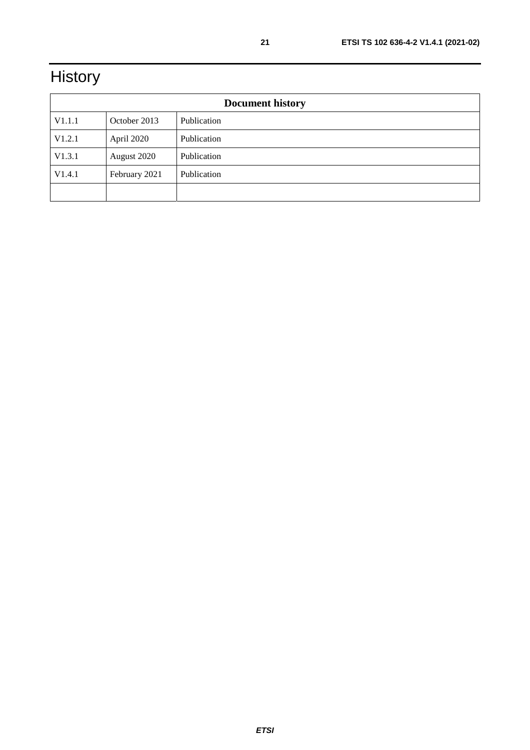# History

| Document history | | |
|---|---|---|
| V1.1.1 | October 2013 | Publication |
| V1.2.1 | April 2020 | Publication |
| V1.3.1 | August 2020 | Publication |
| V1.4.1 | February 2021 | Publication |
| | | |